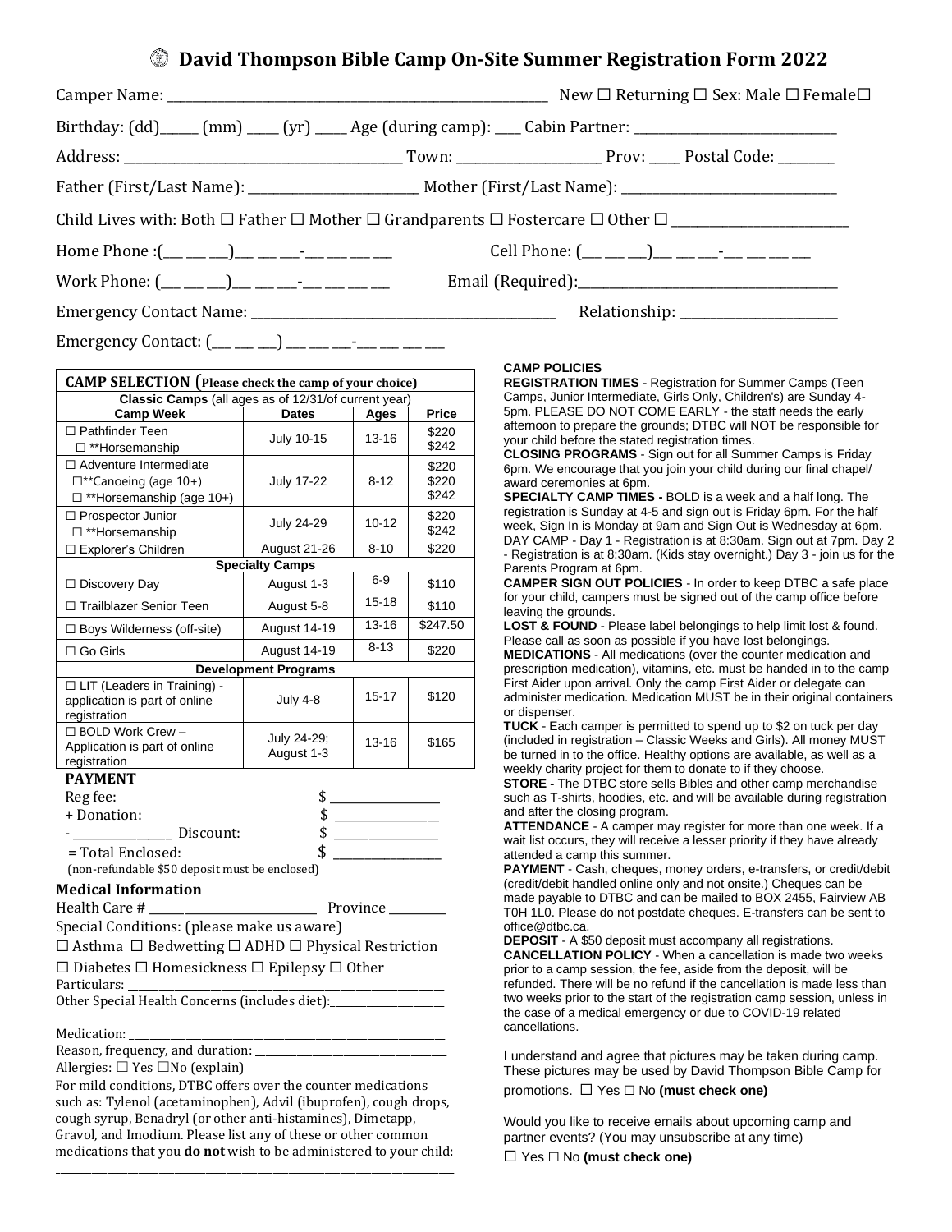# David Thompson Bible Camp On-Site Summer Registration Form 2022

Camper Name: ______________________________ New ☐ Returning ☐ Sex: Male ☐ Female☐

Birthday: (dd)_____ (mm) _____ (yr) _____ Age (during camp): ____ Cabin Partner: ____________________

Address: ______________________________ Town: _______________ Prov: _____ Postal Code: ________

Father (First/Last Name): ____________________ Mother (First/Last Name): ____________________

Child Lives with: Both ☐ Father ☐ Mother ☐ Grandparents ☐ Fostercare ☐ Other ☐ ____________________

Home Phone :(___ ___ ___)___ ___ ___-___ ___ ___ ___ Cell Phone: (___ ___ ___)___ ___ ___-___ ___ ___ ___

Work Phone: (___ ___ ___)___ ___ ___-___ ___ ___ ___ Email (Required):______________________________

Emergency Contact Name: ______________________________ Relationship: ____________________

Emergency Contact: (___ ___ ___) ___ ___ ___-___ ___ ___ ___

## CAMP SELECTION (Please check the camp of your choice)

| Camp Week | Dates | Ages | Price |
|---|---|---|---|
| **Classic Camps** (all ages as of 12/31/of current year) | | | |
| ☐ Pathfinder Teen<br>☐ **Horsemanship | July 10-15 | 13-16 | $220<br>$242 |
| ☐ Adventure Intermediate<br>☐**Canoeing (age 10+)<br>☐ **Horsemanship (age 10+) | July 17-22 | 8-12 | $220<br>$220<br>$242 |
| ☐ Prospector Junior<br>☐ **Horsemanship | July 24-29 | 10-12 | $220<br>$242 |
| ☐ Explorer's Children | August 21-26 | 8-10 | $220 |
| **Specialty Camps** | | | |
| ☐ Discovery Day | August 1-3 | 6-9 | $110 |
| ☐ Trailblazer Senior Teen | August 5-8 | 15-18 | $110 |
| ☐ Boys Wilderness (off-site) | August 14-19 | 13-16 | $247.50 |
| ☐ Go Girls | August 14-19 | 8-13 | $220 |
| **Development Programs** | | | |
| ☐ LIT (Leaders in Training) - application is part of online registration | July 4-8 | 15-17 | $120 |
| ☐ BOLD Work Crew – Application is part of online registration | July 24-29; August 1-3 | 13-16 | $165 |

### PAYMENT

Reg fee: $ ______________

+ Donation: $ ______________

- ______________ Discount: $ ______________

= Total Enclosed: $ ______________

(non-refundable $50 deposit must be enclosed)

### Medical Information

Health Care # ____________________ Province ________

Special Conditions: (please make us aware)

☐ Asthma ☐ Bedwetting ☐ ADHD ☐ Physical Restriction

☐ Diabetes ☐ Homesickness ☐ Epilepsy ☐ Other

Particulars: ______________________________

Other Special Health Concerns (includes diet):____________________

______________________________

Medication: ______________________________

Reason, frequency, and duration: ______________________________

Allergies: ☐ Yes ☐No (explain) ______________________________

For mild conditions, DTBC offers over the counter medications such as: Tylenol (acetaminophen), Advil (ibuprofen), cough drops, cough syrup, Benadryl (or other anti-histamines), Dimetapp, Gravol, and Imodium. Please list any of these or other common medications that you **do not** wish to be administered to your child:

______________________________

### CAMP POLICIES

**REGISTRATION TIMES** - Registration for Summer Camps (Teen Camps, Junior Intermediate, Girls Only, Children's) are Sunday 4-5pm. PLEASE DO NOT COME EARLY - the staff needs the early afternoon to prepare the grounds; DTBC will NOT be responsible for your child before the stated registration times.

**CLOSING PROGRAMS** - Sign out for all Summer Camps is Friday 6pm. We encourage that you join your child during our final chapel/award ceremonies at 6pm.

**SPECIALTY CAMP TIMES -** BOLD is a week and a half long. The registration is Sunday at 4-5 and sign out is Friday 6pm. For the half week, Sign In is Monday at 9am and Sign Out is Wednesday at 6pm. DAY CAMP - Day 1 - Registration is at 8:30am. Sign out at 7pm. Day 2 - Registration is at 8:30am. (Kids stay overnight.) Day 3 - join us for the Parents Program at 6pm.

**CAMPER SIGN OUT POLICIES** - In order to keep DTBC a safe place for your child, campers must be signed out of the camp office before leaving the grounds.

**LOST & FOUND** - Please label belongings to help limit lost & found. Please call as soon as possible if you have lost belongings.

**MEDICATIONS** - All medications (over the counter medication and prescription medication), vitamins, etc. must be handed in to the camp First Aider upon arrival. Only the camp First Aider or delegate can administer medication. Medication MUST be in their original containers or dispenser.

**TUCK** - Each camper is permitted to spend up to $2 on tuck per day (included in registration – Classic Weeks and Girls). All money MUST be turned in to the office. Healthy options are available, as well as a weekly charity project for them to donate to if they choose.

**STORE -** The DTBC store sells Bibles and other camp merchandise such as T-shirts, hoodies, etc. and will be available during registration and after the closing program.

**ATTENDANCE** - A camper may register for more than one week. If a wait list occurs, they will receive a lesser priority if they have already attended a camp this summer.

**PAYMENT** - Cash, cheques, money orders, e-transfers, or credit/debit (credit/debit handled online only and not onsite.) Cheques can be made payable to DTBC and can be mailed to BOX 2455, Fairview AB T0H 1L0. Please do not postdate cheques. E-transfers can be sent to office@dtbc.ca.

**DEPOSIT** - A $50 deposit must accompany all registrations.

**CANCELLATION POLICY** - When a cancellation is made two weeks prior to a camp session, the fee, aside from the deposit, will be refunded. There will be no refund if the cancellation is made less than two weeks prior to the start of the registration camp session, unless in the case of a medical emergency or due to COVID-19 related cancellations.

I understand and agree that pictures may be taken during camp. These pictures may be used by David Thompson Bible Camp for promotions. ☐ Yes ☐ No **(must check one)**

Would you like to receive emails about upcoming camp and partner events? (You may unsubscribe at any time)

☐ Yes ☐ No **(must check one)**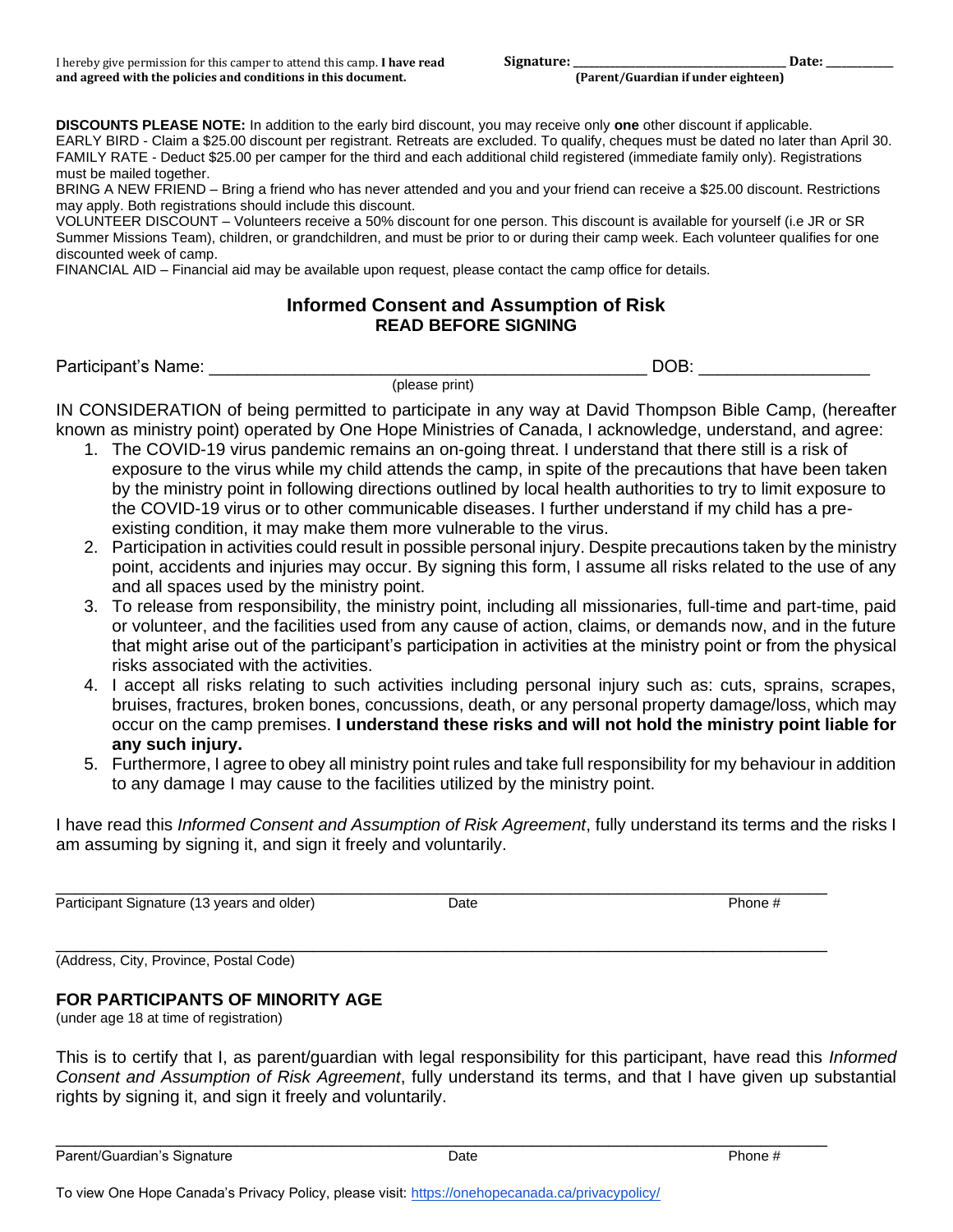I hereby give permission for this camper to attend this camp. **I have read and agreed with the policies and conditions in this document.**

**Signature:** ______________________ **Date:** __________
**(Parent/Guardian if under eighteen)**

**DISCOUNTS PLEASE NOTE:** In addition to the early bird discount, you may receive only **one** other discount if applicable.
EARLY BIRD - Claim a $25.00 discount per registrant. Retreats are excluded. To qualify, cheques must be dated no later than April 30.
FAMILY RATE - Deduct $25.00 per camper for the third and each additional child registered (immediate family only). Registrations must be mailed together.
BRING A NEW FRIEND – Bring a friend who has never attended and you and your friend can receive a $25.00 discount. Restrictions may apply. Both registrations should include this discount.
VOLUNTEER DISCOUNT – Volunteers receive a 50% discount for one person. This discount is available for yourself (i.e JR or SR Summer Missions Team), children, or grandchildren, and must be prior to or during their camp week. Each volunteer qualifies for one discounted week of camp.
FINANCIAL AID – Financial aid may be available upon request, please contact the camp office for details.

## Informed Consent and Assumption of Risk
### READ BEFORE SIGNING

Participant's Name: ______________________________________ DOB: ________________
(please print)

IN CONSIDERATION of being permitted to participate in any way at David Thompson Bible Camp, (hereafter known as ministry point) operated by One Hope Ministries of Canada, I acknowledge, understand, and agree:

1. The COVID-19 virus pandemic remains an on-going threat. I understand that there still is a risk of exposure to the virus while my child attends the camp, in spite of the precautions that have been taken by the ministry point in following directions outlined by local health authorities to try to limit exposure to the COVID-19 virus or to other communicable diseases. I further understand if my child has a pre-existing condition, it may make them more vulnerable to the virus.
2. Participation in activities could result in possible personal injury. Despite precautions taken by the ministry point, accidents and injuries may occur. By signing this form, I assume all risks related to the use of any and all spaces used by the ministry point.
3. To release from responsibility, the ministry point, including all missionaries, full-time and part-time, paid or volunteer, and the facilities used from any cause of action, claims, or demands now, and in the future that might arise out of the participant's participation in activities at the ministry point or from the physical risks associated with the activities.
4. I accept all risks relating to such activities including personal injury such as: cuts, sprains, scrapes, bruises, fractures, broken bones, concussions, death, or any personal property damage/loss, which may occur on the camp premises. **I understand these risks and will not hold the ministry point liable for any such injury.**
5. Furthermore, I agree to obey all ministry point rules and take full responsibility for my behaviour in addition to any damage I may cause to the facilities utilized by the ministry point.

I have read this *Informed Consent and Assumption of Risk Agreement*, fully understand its terms and the risks I am assuming by signing it, and sign it freely and voluntarily.

______________________________________________________________________
Participant Signature (13 years and older) Date Phone #

______________________________________________________________________
(Address, City, Province, Postal Code)

### FOR PARTICIPANTS OF MINORITY AGE
(under age 18 at time of registration)

This is to certify that I, as parent/guardian with legal responsibility for this participant, have read this *Informed Consent and Assumption of Risk Agreement*, fully understand its terms, and that I have given up substantial rights by signing it, and sign it freely and voluntarily.

______________________________________________________________________
Parent/Guardian's Signature Date Phone #

To view One Hope Canada's Privacy Policy, please visit: https://onehopecanada.ca/privacypolicy/